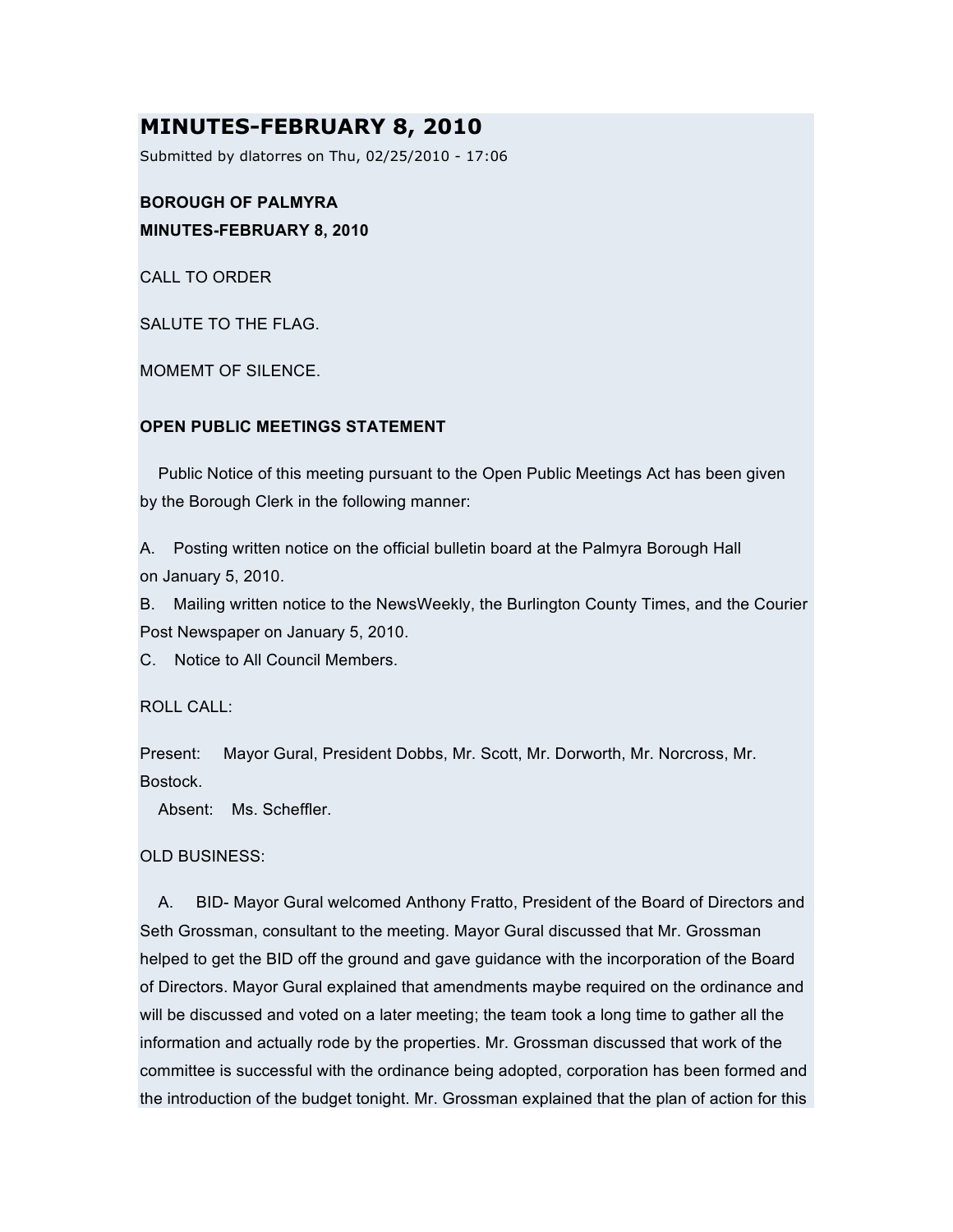# MINUTES-FEBRUARY 8, 2010

Submitted by dlatorres on Thu, 02/25/2010 - 17:06

**BOROUGH OF PALMYRA**

**MINUTES-FEBRUARY 8, 2010**

CALL TO ORDER

SALUTE TO THE FLAG.

MOMEMT OF SILENCE.

**OPEN PUBLIC MEETINGS STATEMENT**

Public Notice of this meeting pursuant to the Open Public Meetings Act has been given by the Borough Clerk in the following manner:

A. Posting written notice on the official bulletin board at the Palmyra Borough Hall on January 5, 2010.
B. Mailing written notice to the NewsWeekly, the Burlington County Times, and the Courier Post Newspaper on January 5, 2010.
C. Notice to All Council Members.

ROLL CALL:

Present: Mayor Gural, President Dobbs, Mr. Scott, Mr. Dorworth, Mr. Norcross, Mr. Bostock.
Absent: Ms. Scheffler.

OLD BUSINESS:

A. BID- Mayor Gural welcomed Anthony Fratto, President of the Board of Directors and Seth Grossman, consultant to the meeting. Mayor Gural discussed that Mr. Grossman helped to get the BID off the ground and gave guidance with the incorporation of the Board of Directors. Mayor Gural explained that amendments maybe required on the ordinance and will be discussed and voted on a later meeting; the team took a long time to gather all the information and actually rode by the properties. Mr. Grossman discussed that work of the committee is successful with the ordinance being adopted, corporation has been formed and the introduction of the budget tonight. Mr. Grossman explained that the plan of action for this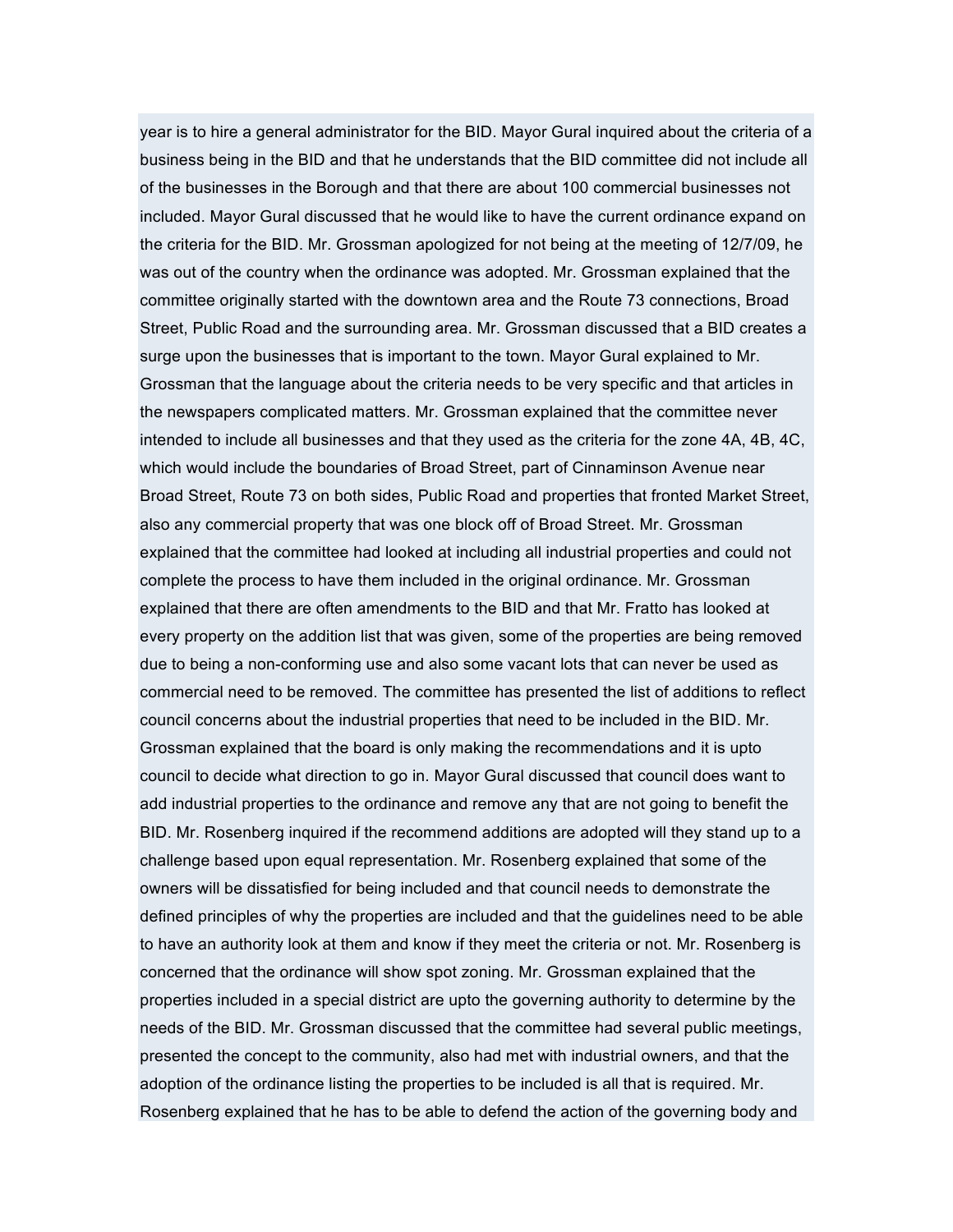year is to hire a general administrator for the BID. Mayor Gural inquired about the criteria of a business being in the BID and that he understands that the BID committee did not include all of the businesses in the Borough and that there are about 100 commercial businesses not included. Mayor Gural discussed that he would like to have the current ordinance expand on the criteria for the BID. Mr. Grossman apologized for not being at the meeting of 12/7/09, he was out of the country when the ordinance was adopted. Mr. Grossman explained that the committee originally started with the downtown area and the Route 73 connections, Broad Street, Public Road and the surrounding area. Mr. Grossman discussed that a BID creates a surge upon the businesses that is important to the town. Mayor Gural explained to Mr. Grossman that the language about the criteria needs to be very specific and that articles in the newspapers complicated matters. Mr. Grossman explained that the committee never intended to include all businesses and that they used as the criteria for the zone 4A, 4B, 4C, which would include the boundaries of Broad Street, part of Cinnaminson Avenue near Broad Street, Route 73 on both sides, Public Road and properties that fronted Market Street, also any commercial property that was one block off of Broad Street. Mr. Grossman explained that the committee had looked at including all industrial properties and could not complete the process to have them included in the original ordinance. Mr. Grossman explained that there are often amendments to the BID and that Mr. Fratto has looked at every property on the addition list that was given, some of the properties are being removed due to being a non-conforming use and also some vacant lots that can never be used as commercial need to be removed. The committee has presented the list of additions to reflect council concerns about the industrial properties that need to be included in the BID. Mr. Grossman explained that the board is only making the recommendations and it is upto council to decide what direction to go in. Mayor Gural discussed that council does want to add industrial properties to the ordinance and remove any that are not going to benefit the BID. Mr. Rosenberg inquired if the recommend additions are adopted will they stand up to a challenge based upon equal representation. Mr. Rosenberg explained that some of the owners will be dissatisfied for being included and that council needs to demonstrate the defined principles of why the properties are included and that the guidelines need to be able to have an authority look at them and know if they meet the criteria or not. Mr. Rosenberg is concerned that the ordinance will show spot zoning. Mr. Grossman explained that the properties included in a special district are upto the governing authority to determine by the needs of the BID. Mr. Grossman discussed that the committee had several public meetings, presented the concept to the community, also had met with industrial owners, and that the adoption of the ordinance listing the properties to be included is all that is required. Mr. Rosenberg explained that he has to be able to defend the action of the governing body and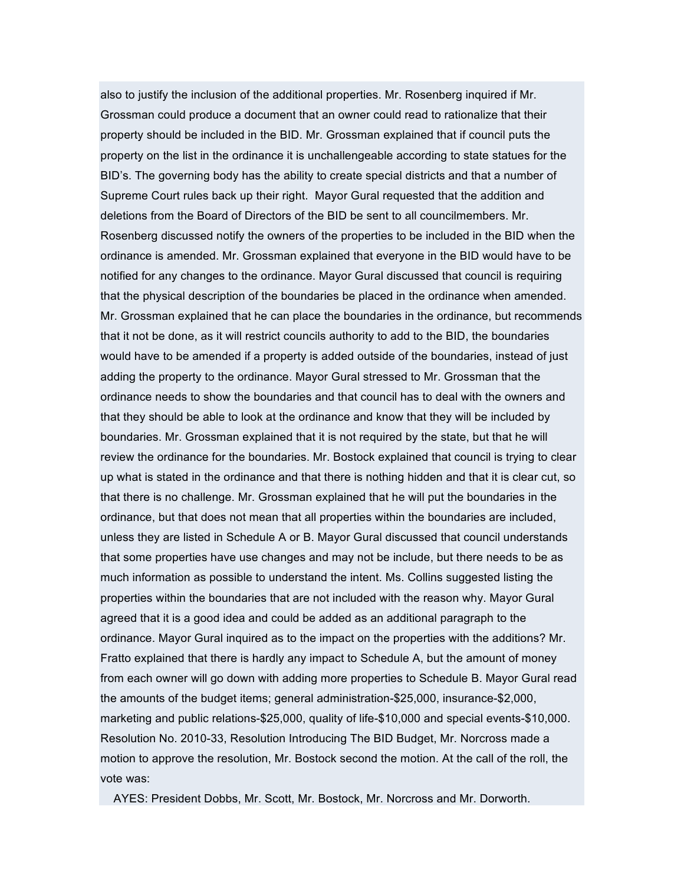also to justify the inclusion of the additional properties. Mr. Rosenberg inquired if Mr. Grossman could produce a document that an owner could read to rationalize that their property should be included in the BID. Mr. Grossman explained that if council puts the property on the list in the ordinance it is unchallengeable according to state statues for the BID's. The governing body has the ability to create special districts and that a number of Supreme Court rules back up their right. Mayor Gural requested that the addition and deletions from the Board of Directors of the BID be sent to all councilmembers. Mr. Rosenberg discussed notify the owners of the properties to be included in the BID when the ordinance is amended. Mr. Grossman explained that everyone in the BID would have to be notified for any changes to the ordinance. Mayor Gural discussed that council is requiring that the physical description of the boundaries be placed in the ordinance when amended. Mr. Grossman explained that he can place the boundaries in the ordinance, but recommends that it not be done, as it will restrict councils authority to add to the BID, the boundaries would have to be amended if a property is added outside of the boundaries, instead of just adding the property to the ordinance. Mayor Gural stressed to Mr. Grossman that the ordinance needs to show the boundaries and that council has to deal with the owners and that they should be able to look at the ordinance and know that they will be included by boundaries. Mr. Grossman explained that it is not required by the state, but that he will review the ordinance for the boundaries. Mr. Bostock explained that council is trying to clear up what is stated in the ordinance and that there is nothing hidden and that it is clear cut, so that there is no challenge. Mr. Grossman explained that he will put the boundaries in the ordinance, but that does not mean that all properties within the boundaries are included, unless they are listed in Schedule A or B. Mayor Gural discussed that council understands that some properties have use changes and may not be include, but there needs to be as much information as possible to understand the intent. Ms. Collins suggested listing the properties within the boundaries that are not included with the reason why. Mayor Gural agreed that it is a good idea and could be added as an additional paragraph to the ordinance. Mayor Gural inquired as to the impact on the properties with the additions? Mr. Fratto explained that there is hardly any impact to Schedule A, but the amount of money from each owner will go down with adding more properties to Schedule B. Mayor Gural read the amounts of the budget items; general administration-$25,000, insurance-$2,000, marketing and public relations-$25,000, quality of life-$10,000 and special events-$10,000. Resolution No. 2010-33, Resolution Introducing The BID Budget, Mr. Norcross made a motion to approve the resolution, Mr. Bostock second the motion. At the call of the roll, the vote was:

AYES: President Dobbs, Mr. Scott, Mr. Bostock, Mr. Norcross and Mr. Dorworth.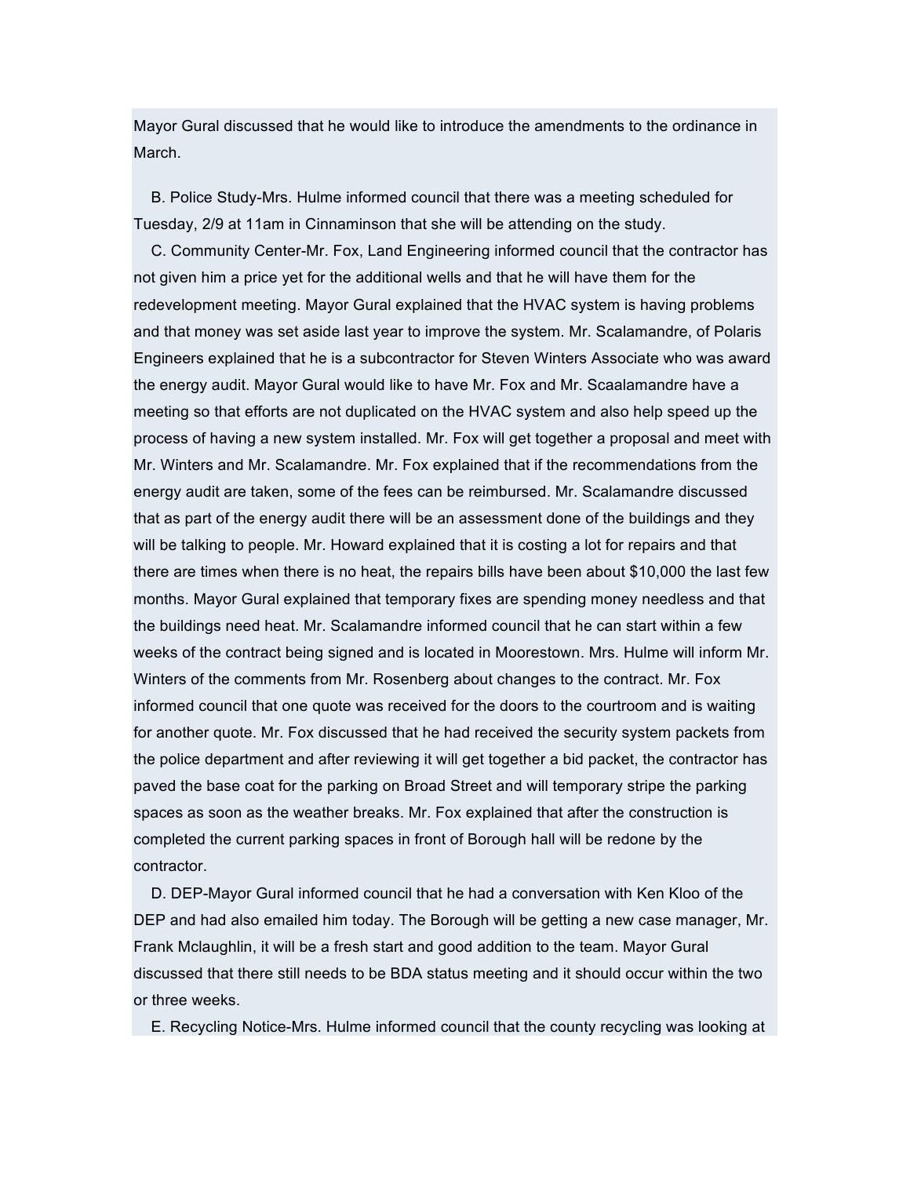Mayor Gural discussed that he would like to introduce the amendments to the ordinance in March.

B. Police Study-Mrs. Hulme informed council that there was a meeting scheduled for Tuesday, 2/9 at 11am in Cinnaminson that she will be attending on the study.

C. Community Center-Mr. Fox, Land Engineering informed council that the contractor has not given him a price yet for the additional wells and that he will have them for the redevelopment meeting. Mayor Gural explained that the HVAC system is having problems and that money was set aside last year to improve the system. Mr. Scalamandre, of Polaris Engineers explained that he is a subcontractor for Steven Winters Associate who was award the energy audit. Mayor Gural would like to have Mr. Fox and Mr. Scaalamandre have a meeting so that efforts are not duplicated on the HVAC system and also help speed up the process of having a new system installed. Mr. Fox will get together a proposal and meet with Mr. Winters and Mr. Scalamandre. Mr. Fox explained that if the recommendations from the energy audit are taken, some of the fees can be reimbursed. Mr. Scalamandre discussed that as part of the energy audit there will be an assessment done of the buildings and they will be talking to people. Mr. Howard explained that it is costing a lot for repairs and that there are times when there is no heat, the repairs bills have been about $10,000 the last few months. Mayor Gural explained that temporary fixes are spending money needless and that the buildings need heat. Mr. Scalamandre informed council that he can start within a few weeks of the contract being signed and is located in Moorestown. Mrs. Hulme will inform Mr. Winters of the comments from Mr. Rosenberg about changes to the contract. Mr. Fox informed council that one quote was received for the doors to the courtroom and is waiting for another quote. Mr. Fox discussed that he had received the security system packets from the police department and after reviewing it will get together a bid packet, the contractor has paved the base coat for the parking on Broad Street and will temporary stripe the parking spaces as soon as the weather breaks. Mr. Fox explained that after the construction is completed the current parking spaces in front of Borough hall will be redone by the contractor.

D. DEP-Mayor Gural informed council that he had a conversation with Ken Kloo of the DEP and had also emailed him today. The Borough will be getting a new case manager, Mr. Frank Mclaughlin, it will be a fresh start and good addition to the team. Mayor Gural discussed that there still needs to be BDA status meeting and it should occur within the two or three weeks.

E. Recycling Notice-Mrs. Hulme informed council that the county recycling was looking at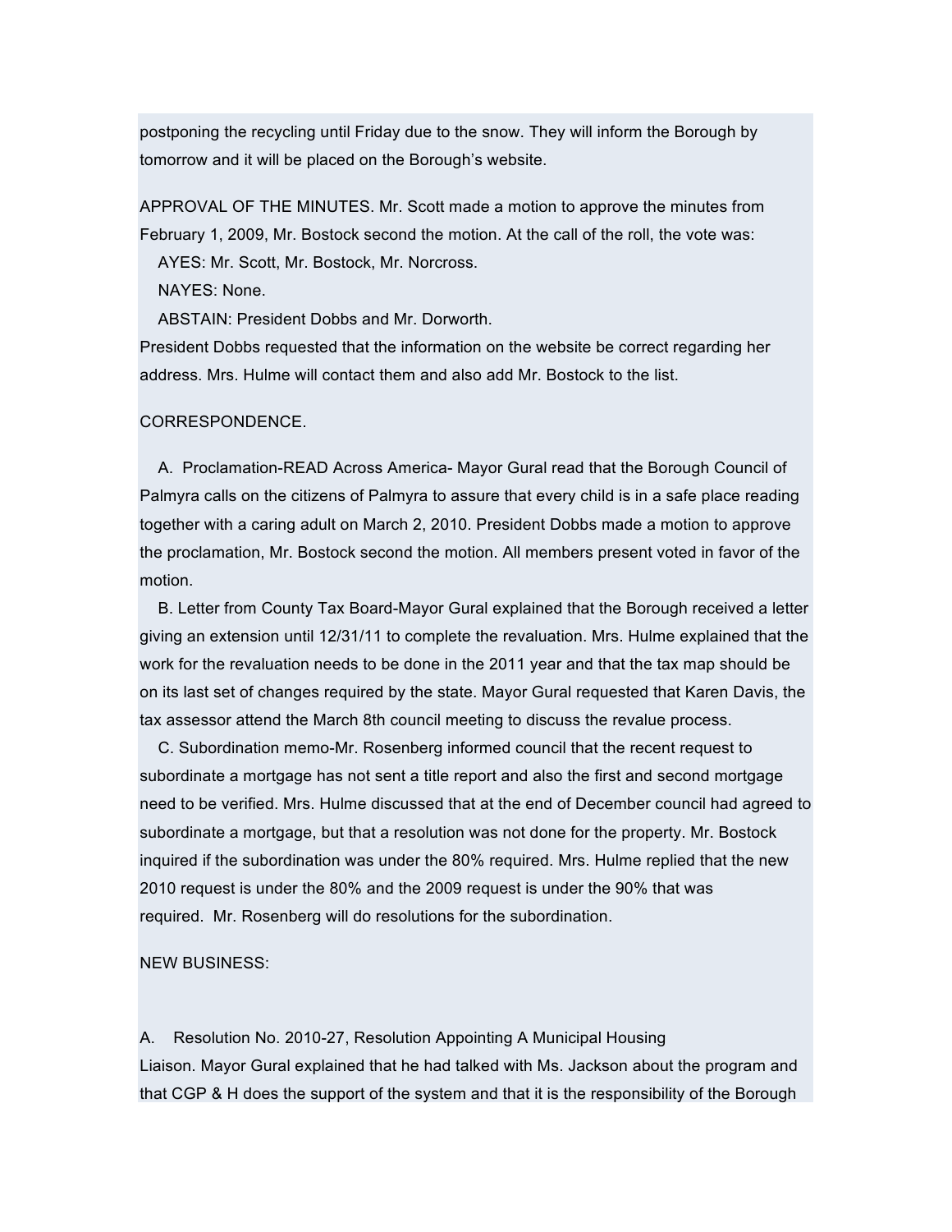postponing the recycling until Friday due to the snow. They will inform the Borough by tomorrow and it will be placed on the Borough's website.

APPROVAL OF THE MINUTES. Mr. Scott made a motion to approve the minutes from February 1, 2009, Mr. Bostock second the motion. At the call of the roll, the vote was:

AYES: Mr. Scott, Mr. Bostock, Mr. Norcross.

NAYES: None.

ABSTAIN: President Dobbs and Mr. Dorworth.

President Dobbs requested that the information on the website be correct regarding her address. Mrs. Hulme will contact them and also add Mr. Bostock to the list.

CORRESPONDENCE.

A. Proclamation-READ Across America- Mayor Gural read that the Borough Council of Palmyra calls on the citizens of Palmyra to assure that every child is in a safe place reading together with a caring adult on March 2, 2010. President Dobbs made a motion to approve the proclamation, Mr. Bostock second the motion. All members present voted in favor of the motion.

B. Letter from County Tax Board-Mayor Gural explained that the Borough received a letter giving an extension until 12/31/11 to complete the revaluation. Mrs. Hulme explained that the work for the revaluation needs to be done in the 2011 year and that the tax map should be on its last set of changes required by the state. Mayor Gural requested that Karen Davis, the tax assessor attend the March 8th council meeting to discuss the revalue process.

C. Subordination memo-Mr. Rosenberg informed council that the recent request to subordinate a mortgage has not sent a title report and also the first and second mortgage need to be verified. Mrs. Hulme discussed that at the end of December council had agreed to subordinate a mortgage, but that a resolution was not done for the property. Mr. Bostock inquired if the subordination was under the 80% required. Mrs. Hulme replied that the new 2010 request is under the 80% and the 2009 request is under the 90% that was required. Mr. Rosenberg will do resolutions for the subordination.

NEW BUSINESS:

A. Resolution No. 2010-27, Resolution Appointing A Municipal Housing Liaison. Mayor Gural explained that he had talked with Ms. Jackson about the program and that CGP & H does the support of the system and that it is the responsibility of the Borough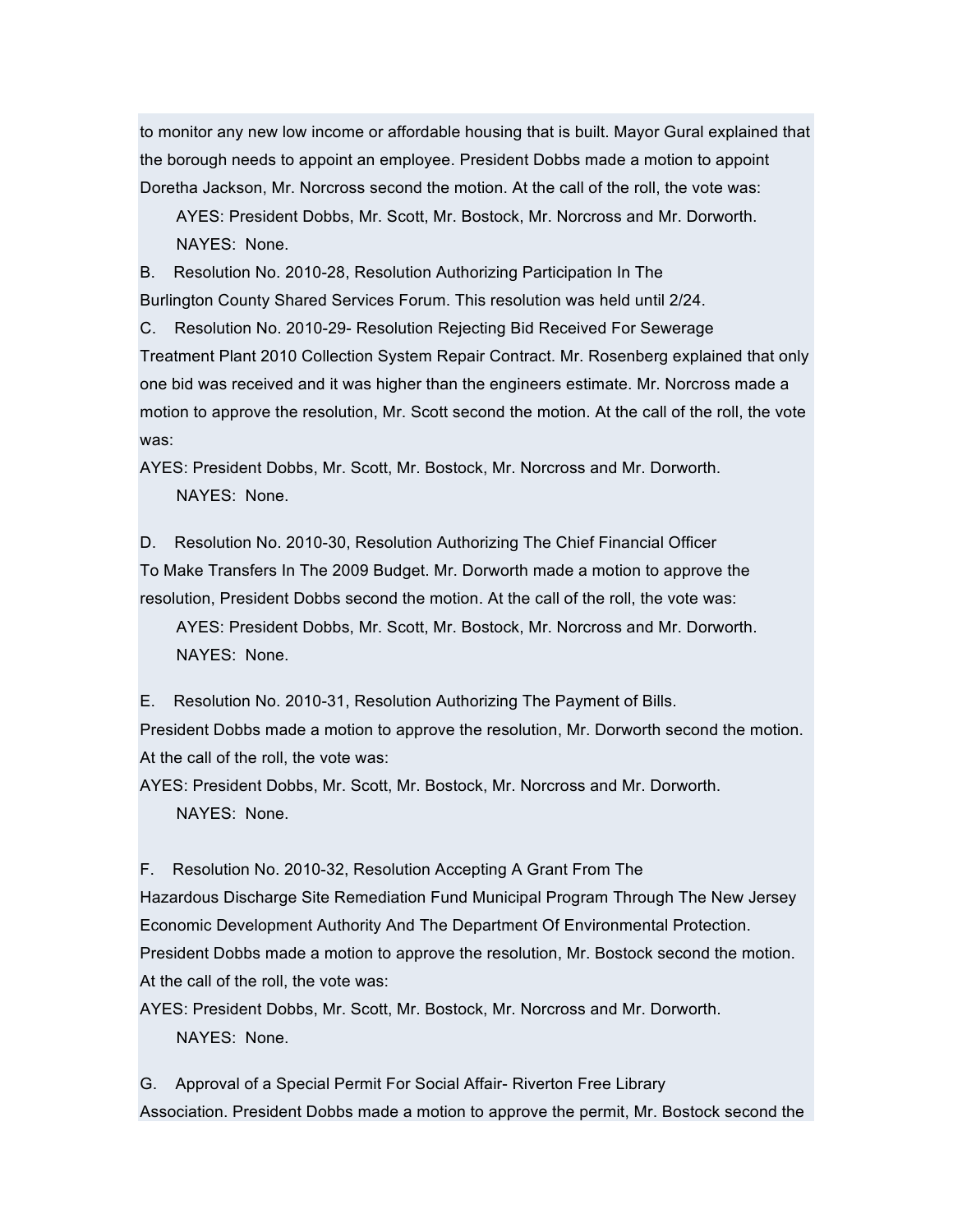to monitor any new low income or affordable housing that is built. Mayor Gural explained that the borough needs to appoint an employee. President Dobbs made a motion to appoint Doretha Jackson, Mr. Norcross second the motion. At the call of the roll, the vote was:

AYES: President Dobbs, Mr. Scott, Mr. Bostock, Mr. Norcross and Mr. Dorworth.
NAYES: None.

B. Resolution No. 2010-28, Resolution Authorizing Participation In The Burlington County Shared Services Forum. This resolution was held until 2/24.

C. Resolution No. 2010-29- Resolution Rejecting Bid Received For Sewerage Treatment Plant 2010 Collection System Repair Contract. Mr. Rosenberg explained that only one bid was received and it was higher than the engineers estimate. Mr. Norcross made a motion to approve the resolution, Mr. Scott second the motion. At the call of the roll, the vote was:

AYES: President Dobbs, Mr. Scott, Mr. Bostock, Mr. Norcross and Mr. Dorworth.
NAYES: None.

D. Resolution No. 2010-30, Resolution Authorizing The Chief Financial Officer To Make Transfers In The 2009 Budget. Mr. Dorworth made a motion to approve the resolution, President Dobbs second the motion. At the call of the roll, the vote was:

AYES: President Dobbs, Mr. Scott, Mr. Bostock, Mr. Norcross and Mr. Dorworth.
NAYES: None.

E. Resolution No. 2010-31, Resolution Authorizing The Payment of Bills. President Dobbs made a motion to approve the resolution, Mr. Dorworth second the motion. At the call of the roll, the vote was:

AYES: President Dobbs, Mr. Scott, Mr. Bostock, Mr. Norcross and Mr. Dorworth.
NAYES: None.

F. Resolution No. 2010-32, Resolution Accepting A Grant From The Hazardous Discharge Site Remediation Fund Municipal Program Through The New Jersey Economic Development Authority And The Department Of Environmental Protection. President Dobbs made a motion to approve the resolution, Mr. Bostock second the motion. At the call of the roll, the vote was:

AYES: President Dobbs, Mr. Scott, Mr. Bostock, Mr. Norcross and Mr. Dorworth.
NAYES: None.

G. Approval of a Special Permit For Social Affair- Riverton Free Library Association. President Dobbs made a motion to approve the permit, Mr. Bostock second the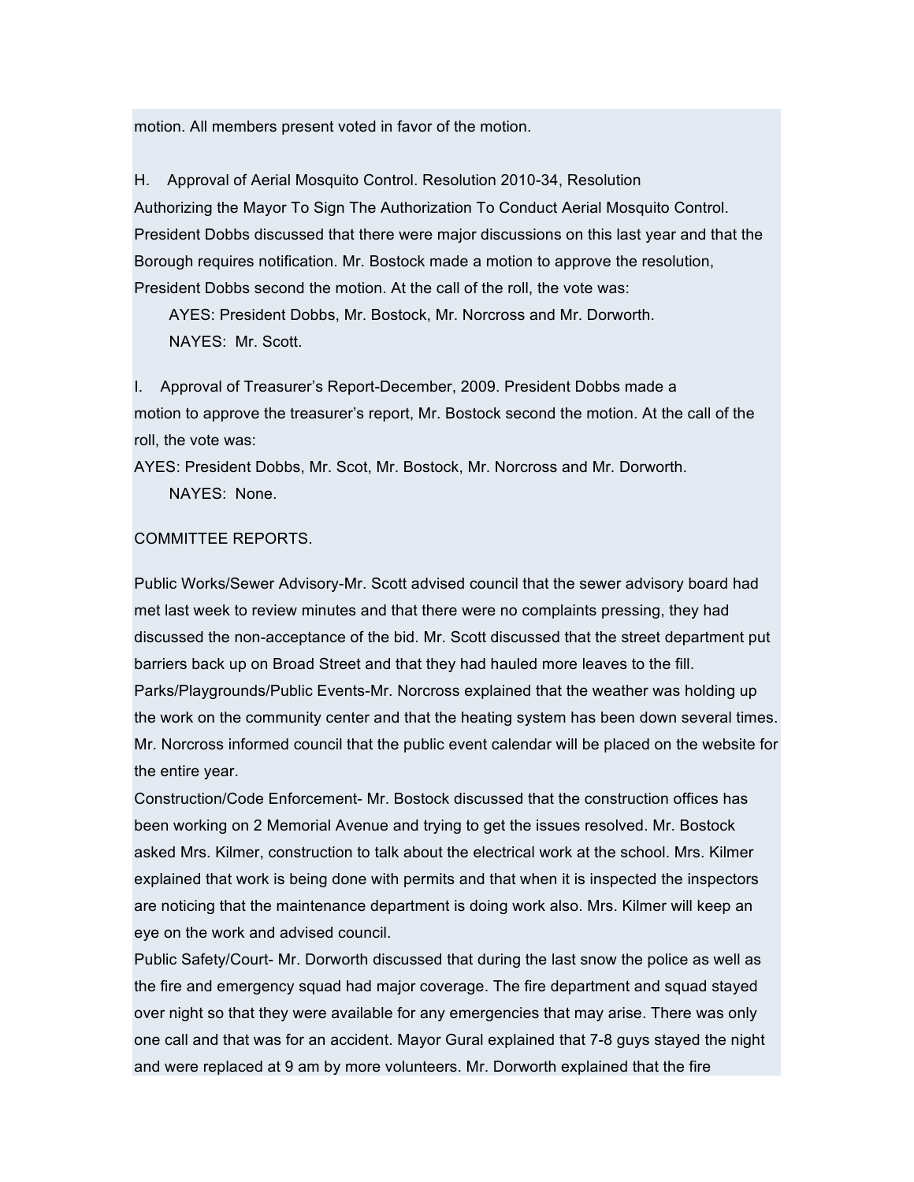motion. All members present voted in favor of the motion.

H. Approval of Aerial Mosquito Control. Resolution 2010-34, Resolution Authorizing the Mayor To Sign The Authorization To Conduct Aerial Mosquito Control. President Dobbs discussed that there were major discussions on this last year and that the Borough requires notification. Mr. Bostock made a motion to approve the resolution, President Dobbs second the motion. At the call of the roll, the vote was:

AYES: President Dobbs, Mr. Bostock, Mr. Norcross and Mr. Dorworth.

NAYES: Mr. Scott.

I. Approval of Treasurer's Report-December, 2009. President Dobbs made a motion to approve the treasurer's report, Mr. Bostock second the motion. At the call of the roll, the vote was:

AYES: President Dobbs, Mr. Scot, Mr. Bostock, Mr. Norcross and Mr. Dorworth.

NAYES: None.

COMMITTEE REPORTS.

Public Works/Sewer Advisory-Mr. Scott advised council that the sewer advisory board had met last week to review minutes and that there were no complaints pressing, they had discussed the non-acceptance of the bid. Mr. Scott discussed that the street department put barriers back up on Broad Street and that they had hauled more leaves to the fill.

Parks/Playgrounds/Public Events-Mr. Norcross explained that the weather was holding up the work on the community center and that the heating system has been down several times. Mr. Norcross informed council that the public event calendar will be placed on the website for the entire year.

Construction/Code Enforcement- Mr. Bostock discussed that the construction offices has been working on 2 Memorial Avenue and trying to get the issues resolved. Mr. Bostock asked Mrs. Kilmer, construction to talk about the electrical work at the school. Mrs. Kilmer explained that work is being done with permits and that when it is inspected the inspectors are noticing that the maintenance department is doing work also. Mrs. Kilmer will keep an eye on the work and advised council.

Public Safety/Court- Mr. Dorworth discussed that during the last snow the police as well as the fire and emergency squad had major coverage. The fire department and squad stayed over night so that they were available for any emergencies that may arise. There was only one call and that was for an accident. Mayor Gural explained that 7-8 guys stayed the night and were replaced at 9 am by more volunteers. Mr. Dorworth explained that the fire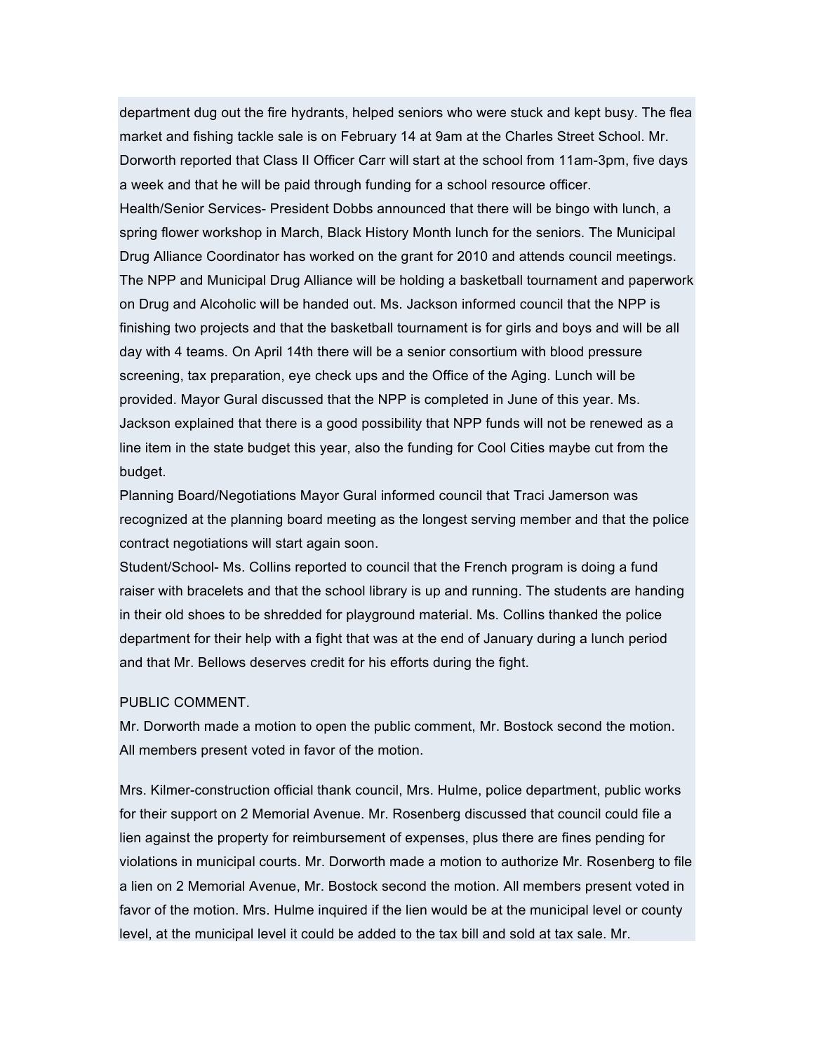department dug out the fire hydrants, helped seniors who were stuck and kept busy. The flea market and fishing tackle sale is on February 14 at 9am at the Charles Street School. Mr. Dorworth reported that Class II Officer Carr will start at the school from 11am-3pm, five days a week and that he will be paid through funding for a school resource officer.

Health/Senior Services- President Dobbs announced that there will be bingo with lunch, a spring flower workshop in March, Black History Month lunch for the seniors. The Municipal Drug Alliance Coordinator has worked on the grant for 2010 and attends council meetings. The NPP and Municipal Drug Alliance will be holding a basketball tournament and paperwork on Drug and Alcoholic will be handed out. Ms. Jackson informed council that the NPP is finishing two projects and that the basketball tournament is for girls and boys and will be all day with 4 teams. On April 14th there will be a senior consortium with blood pressure screening, tax preparation, eye check ups and the Office of the Aging. Lunch will be provided. Mayor Gural discussed that the NPP is completed in June of this year. Ms. Jackson explained that there is a good possibility that NPP funds will not be renewed as a line item in the state budget this year, also the funding for Cool Cities maybe cut from the budget.

Planning Board/Negotiations Mayor Gural informed council that Traci Jamerson was recognized at the planning board meeting as the longest serving member and that the police contract negotiations will start again soon.

Student/School- Ms. Collins reported to council that the French program is doing a fund raiser with bracelets and that the school library is up and running. The students are handing in their old shoes to be shredded for playground material. Ms. Collins thanked the police department for their help with a fight that was at the end of January during a lunch period and that Mr. Bellows deserves credit for his efforts during the fight.

PUBLIC COMMENT.

Mr. Dorworth made a motion to open the public comment, Mr. Bostock second the motion. All members present voted in favor of the motion.

Mrs. Kilmer-construction official thank council, Mrs. Hulme, police department, public works for their support on 2 Memorial Avenue. Mr. Rosenberg discussed that council could file a lien against the property for reimbursement of expenses, plus there are fines pending for violations in municipal courts. Mr. Dorworth made a motion to authorize Mr. Rosenberg to file a lien on 2 Memorial Avenue, Mr. Bostock second the motion. All members present voted in favor of the motion. Mrs. Hulme inquired if the lien would be at the municipal level or county level, at the municipal level it could be added to the tax bill and sold at tax sale. Mr.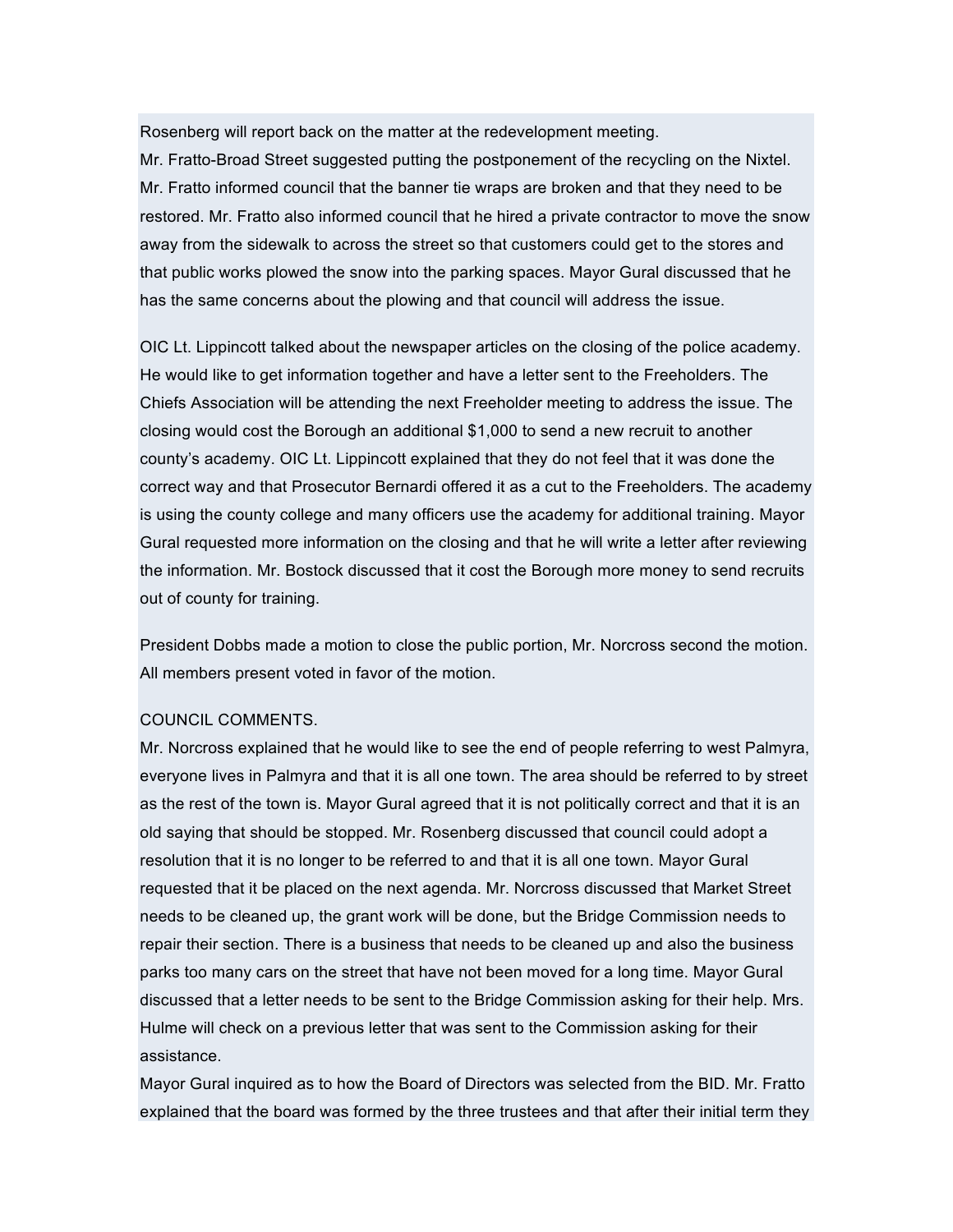Rosenberg will report back on the matter at the redevelopment meeting.
Mr. Fratto-Broad Street suggested putting the postponement of the recycling on the Nixtel. Mr. Fratto informed council that the banner tie wraps are broken and that they need to be restored. Mr. Fratto also informed council that he hired a private contractor to move the snow away from the sidewalk to across the street so that customers could get to the stores and that public works plowed the snow into the parking spaces. Mayor Gural discussed that he has the same concerns about the plowing and that council will address the issue.

OIC Lt. Lippincott talked about the newspaper articles on the closing of the police academy. He would like to get information together and have a letter sent to the Freeholders. The Chiefs Association will be attending the next Freeholder meeting to address the issue. The closing would cost the Borough an additional $1,000 to send a new recruit to another county's academy. OIC Lt. Lippincott explained that they do not feel that it was done the correct way and that Prosecutor Bernardi offered it as a cut to the Freeholders. The academy is using the county college and many officers use the academy for additional training. Mayor Gural requested more information on the closing and that he will write a letter after reviewing the information. Mr. Bostock discussed that it cost the Borough more money to send recruits out of county for training.

President Dobbs made a motion to close the public portion, Mr. Norcross second the motion. All members present voted in favor of the motion.

COUNCIL COMMENTS.
Mr. Norcross explained that he would like to see the end of people referring to west Palmyra, everyone lives in Palmyra and that it is all one town. The area should be referred to by street as the rest of the town is. Mayor Gural agreed that it is not politically correct and that it is an old saying that should be stopped. Mr. Rosenberg discussed that council could adopt a resolution that it is no longer to be referred to and that it is all one town. Mayor Gural requested that it be placed on the next agenda. Mr. Norcross discussed that Market Street needs to be cleaned up, the grant work will be done, but the Bridge Commission needs to repair their section. There is a business that needs to be cleaned up and also the business parks too many cars on the street that have not been moved for a long time. Mayor Gural discussed that a letter needs to be sent to the Bridge Commission asking for their help. Mrs. Hulme will check on a previous letter that was sent to the Commission asking for their assistance.
Mayor Gural inquired as to how the Board of Directors was selected from the BID. Mr. Fratto explained that the board was formed by the three trustees and that after their initial term they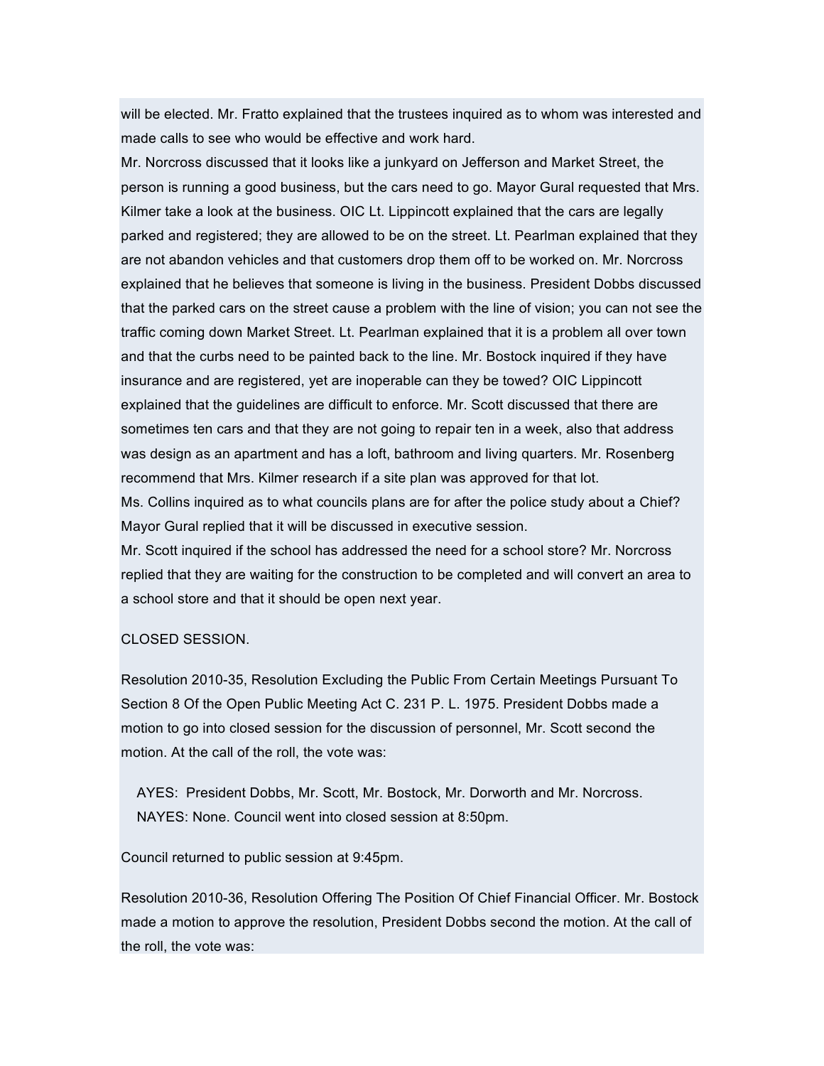will be elected. Mr. Fratto explained that the trustees inquired as to whom was interested and made calls to see who would be effective and work hard.

Mr. Norcross discussed that it looks like a junkyard on Jefferson and Market Street, the person is running a good business, but the cars need to go. Mayor Gural requested that Mrs. Kilmer take a look at the business. OIC Lt. Lippincott explained that the cars are legally parked and registered; they are allowed to be on the street. Lt. Pearlman explained that they are not abandon vehicles and that customers drop them off to be worked on. Mr. Norcross explained that he believes that someone is living in the business. President Dobbs discussed that the parked cars on the street cause a problem with the line of vision; you can not see the traffic coming down Market Street. Lt. Pearlman explained that it is a problem all over town and that the curbs need to be painted back to the line. Mr. Bostock inquired if they have insurance and are registered, yet are inoperable can they be towed? OIC Lippincott explained that the guidelines are difficult to enforce. Mr. Scott discussed that there are sometimes ten cars and that they are not going to repair ten in a week, also that address was design as an apartment and has a loft, bathroom and living quarters. Mr. Rosenberg recommend that Mrs. Kilmer research if a site plan was approved for that lot.

Ms. Collins inquired as to what councils plans are for after the police study about a Chief? Mayor Gural replied that it will be discussed in executive session.

Mr. Scott inquired if the school has addressed the need for a school store? Mr. Norcross replied that they are waiting for the construction to be completed and will convert an area to a school store and that it should be open next year.

CLOSED SESSION.

Resolution 2010-35, Resolution Excluding the Public From Certain Meetings Pursuant To Section 8 Of the Open Public Meeting Act C. 231 P. L. 1975. President Dobbs made a motion to go into closed session for the discussion of personnel, Mr. Scott second the motion. At the call of the roll, the vote was:

AYES: President Dobbs, Mr. Scott, Mr. Bostock, Mr. Dorworth and Mr. Norcross.
NAYES: None. Council went into closed session at 8:50pm.

Council returned to public session at 9:45pm.

Resolution 2010-36, Resolution Offering The Position Of Chief Financial Officer. Mr. Bostock made a motion to approve the resolution, President Dobbs second the motion. At the call of the roll, the vote was: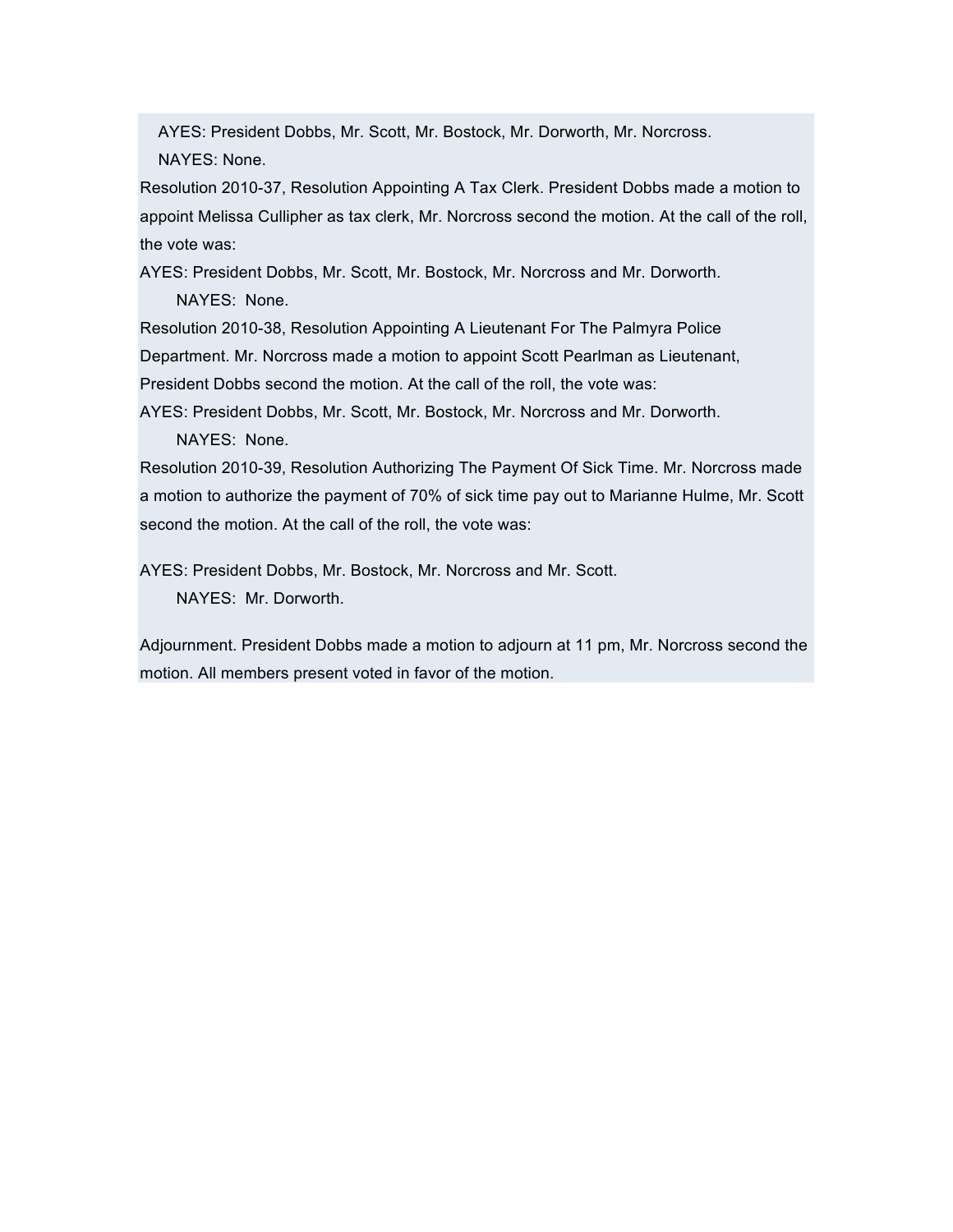AYES: President Dobbs, Mr. Scott, Mr. Bostock, Mr. Dorworth, Mr. Norcross.

NAYES: None.

Resolution 2010-37, Resolution Appointing A Tax Clerk. President Dobbs made a motion to appoint Melissa Cullipher as tax clerk, Mr. Norcross second the motion. At the call of the roll, the vote was:

AYES: President Dobbs, Mr. Scott, Mr. Bostock, Mr. Norcross and Mr. Dorworth.

NAYES: None.

Resolution 2010-38, Resolution Appointing A Lieutenant For The Palmyra Police Department. Mr. Norcross made a motion to appoint Scott Pearlman as Lieutenant, President Dobbs second the motion. At the call of the roll, the vote was:

AYES: President Dobbs, Mr. Scott, Mr. Bostock, Mr. Norcross and Mr. Dorworth.

NAYES: None.

Resolution 2010-39, Resolution Authorizing The Payment Of Sick Time. Mr. Norcross made a motion to authorize the payment of 70% of sick time pay out to Marianne Hulme, Mr. Scott second the motion. At the call of the roll, the vote was:

AYES: President Dobbs, Mr. Bostock, Mr. Norcross and Mr. Scott.

NAYES: Mr. Dorworth.

Adjournment. President Dobbs made a motion to adjourn at 11 pm, Mr. Norcross second the motion. All members present voted in favor of the motion.